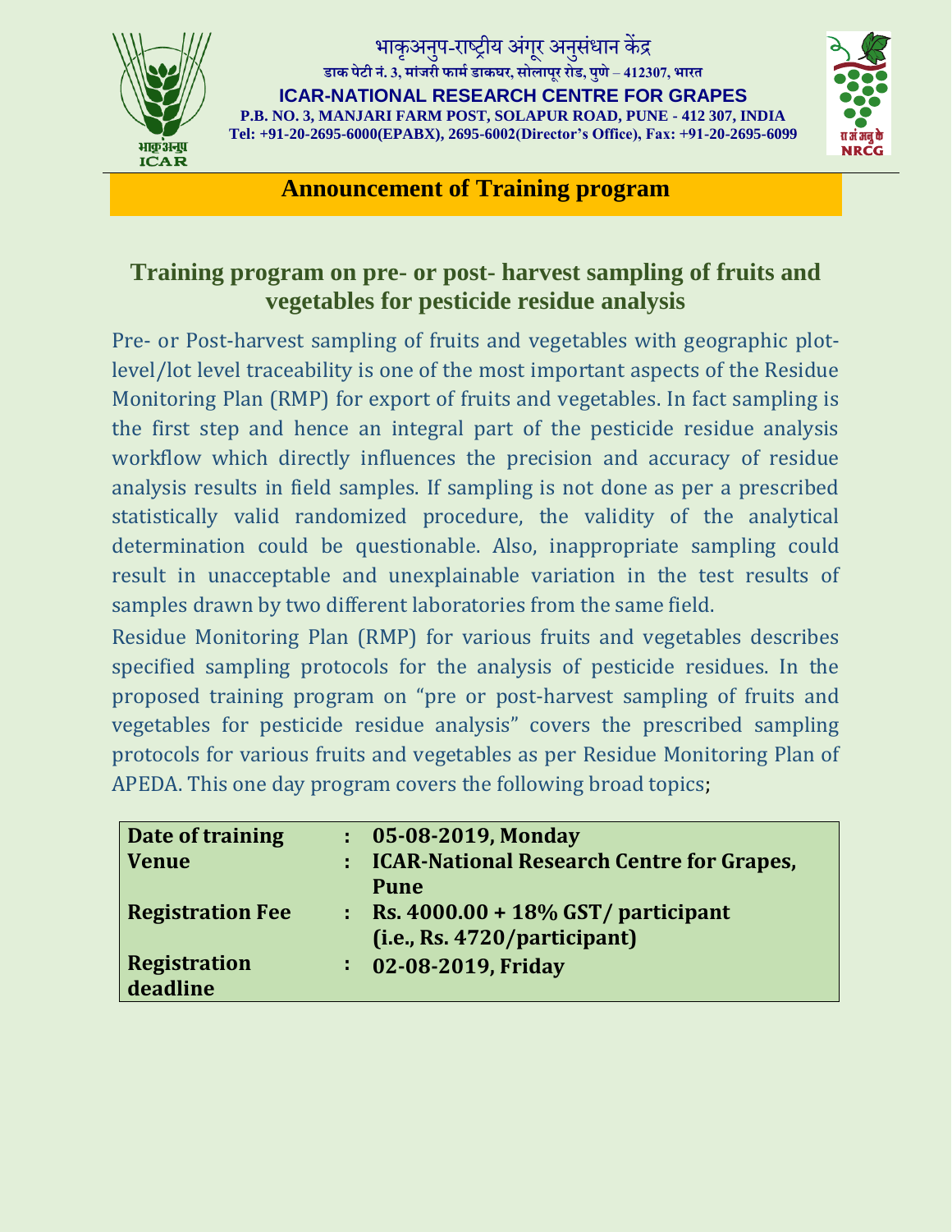भाकृअनुप-राष्ट्रीय अंगूर अनुसंधान केंद्र

डाक पेटी नं. 3, मांजरी फार्म डाकघर, सोलापूर रोड, पुणे – 412307, भारत

**ICAR-NATIONAL RESEARCH CENTRE FOR GRAPES**

**P.B. NO. 3, MANJARI FARM POST, SOLAPUR ROAD, PUNE - 412 307, INDIA**

**Tel: +91-20-2695-6000(EPABX), 2695-6002(Director's Office), Fax: +91-20-2695-6099**

## Announcement of Training program

## Training program on pre- or post- harvest sampling of fruits and vegetables for pesticide residue analysis

Pre- or Post-harvest sampling of fruits and vegetables with geographic plot-level/lot level traceability is one of the most important aspects of the Residue Monitoring Plan (RMP) for export of fruits and vegetables. In fact sampling is the first step and hence an integral part of the pesticide residue analysis workflow which directly influences the precision and accuracy of residue analysis results in field samples. If sampling is not done as per a prescribed statistically valid randomized procedure, the validity of the analytical determination could be questionable. Also, inappropriate sampling could result in unacceptable and unexplainable variation in the test results of samples drawn by two different laboratories from the same field.

Residue Monitoring Plan (RMP) for various fruits and vegetables describes specified sampling protocols for the analysis of pesticide residues. In the proposed training program on "pre or post-harvest sampling of fruits and vegetables for pesticide residue analysis" covers the prescribed sampling protocols for various fruits and vegetables as per Residue Monitoring Plan of APEDA. This one day program covers the following broad topics;

| | | |
|---|---|---|
| **Date of training** | **:** | **05-08-2019, Monday** |
| **Venue** | **:** | **ICAR-National Research Centre for Grapes, Pune** |
| **Registration Fee** | **:** | **Rs. 4000.00 + 18% GST/ participant (i.e., Rs. 4720/participant)** |
| **Registration deadline** | **:** | **02-08-2019, Friday** |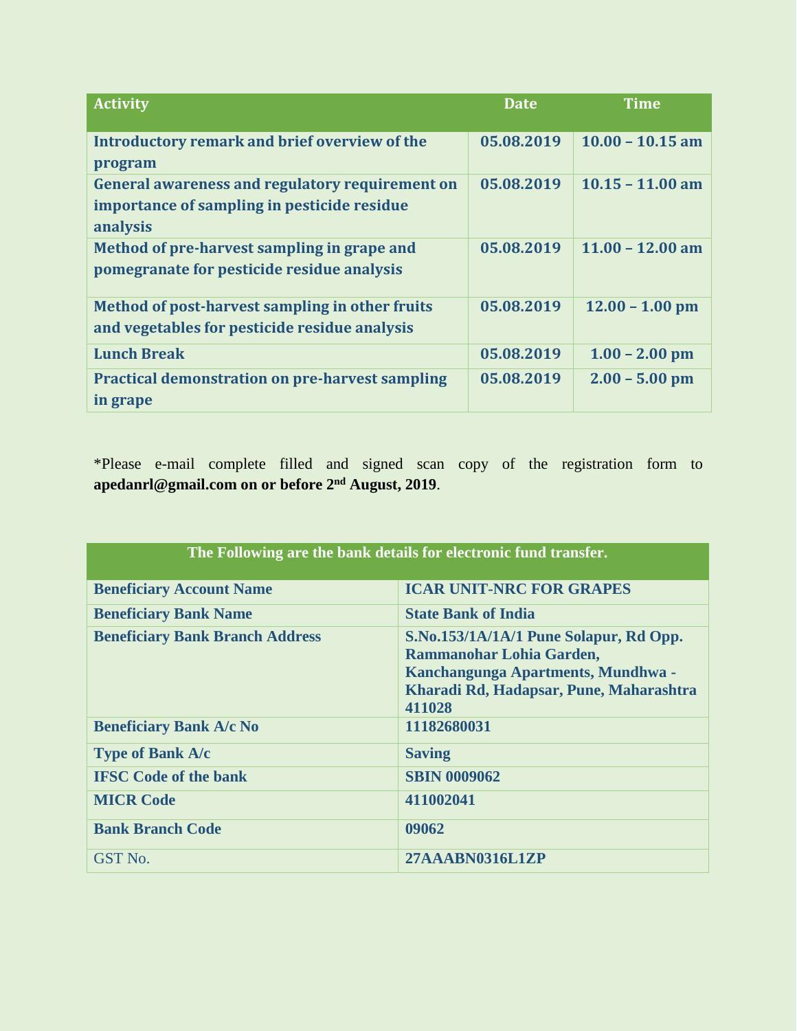| Activity | Date | Time |
|---|---|---|
| **Introductory remark and brief overview of the program** | **05.08.2019** | **10.00 – 10.15 am** |
| **General awareness and regulatory requirement on importance of sampling in pesticide residue analysis** | **05.08.2019** | **10.15 – 11.00 am** |
| **Method of pre-harvest sampling in grape and pomegranate for pesticide residue analysis** | **05.08.2019** | **11.00 – 12.00 am** |
| **Method of post-harvest sampling in other fruits and vegetables for pesticide residue analysis** | **05.08.2019** | **12.00 – 1.00 pm** |
| **Lunch Break** | **05.08.2019** | **1.00 – 2.00 pm** |
| **Practical demonstration on pre-harvest sampling in grape** | **05.08.2019** | **2.00 – 5.00 pm** |

*Please e-mail complete filled and signed scan copy of the registration form to **apedanrl@gmail.com on or before 2nd August, 2019**.

| The Following are the bank details for electronic fund transfer. | |
|---|---|
| **Beneficiary Account Name** | **ICAR UNIT-NRC FOR GRAPES** |
| **Beneficiary Bank Name** | **State Bank of India** |
| **Beneficiary Bank Branch Address** | **S.No.153/1A/1A/1 Pune Solapur, Rd Opp. Rammanohar Lohia Garden, Kanchangunga Apartments, Mundhwa - Kharadi Rd, Hadapsar, Pune, Maharashtra 411028** |
| **Beneficiary Bank A/c No** | **11182680031** |
| **Type of Bank A/c** | **Saving** |
| **IFSC Code of the bank** | **SBIN 0009062** |
| **MICR Code** | **411002041** |
| **Bank Branch Code** | **09062** |
| GST No. | **27AAABN0316L1ZP** |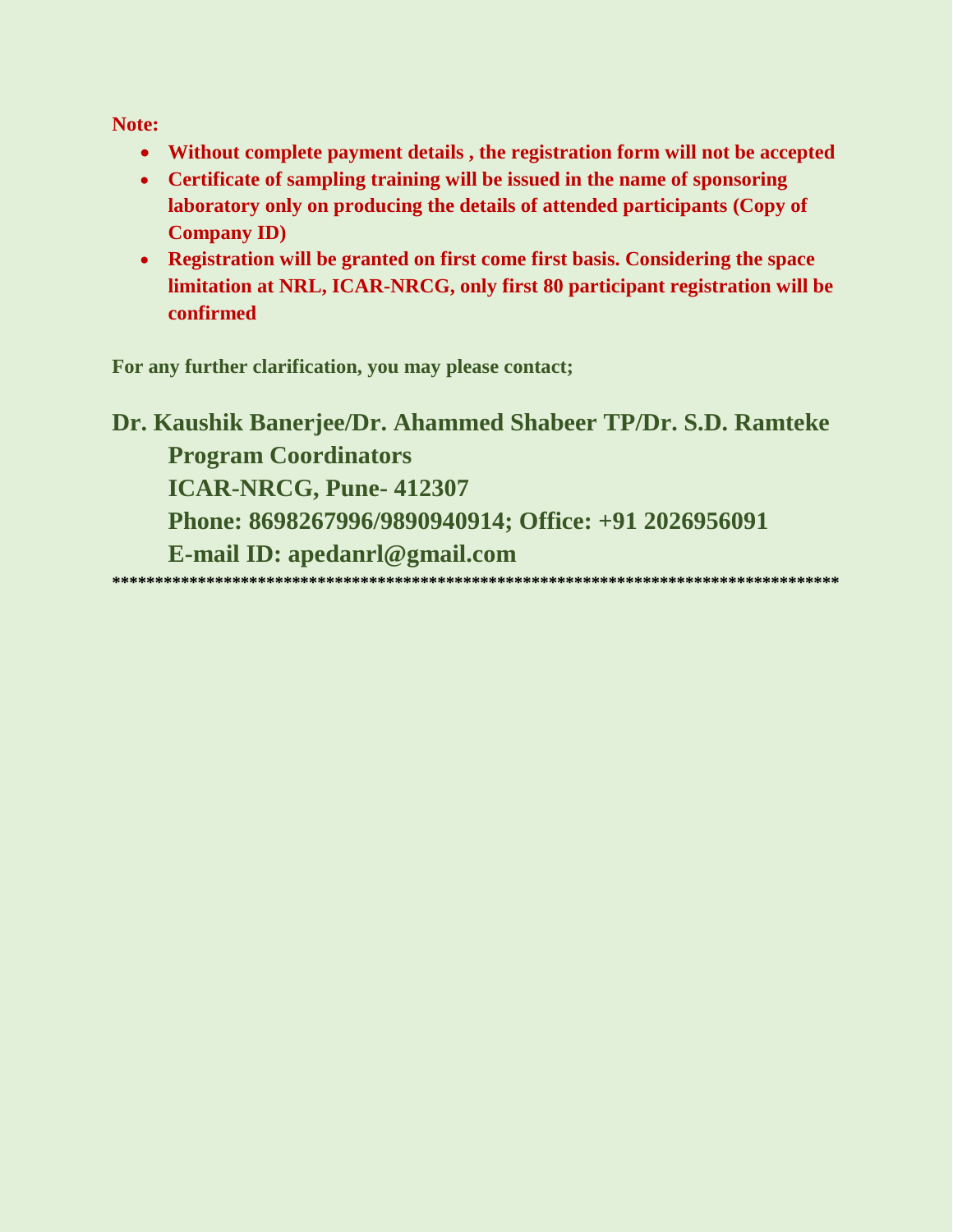**Note:**

- **Without complete payment details , the registration form will not be accepted**
- **Certificate of sampling training will be issued in the name of sponsoring laboratory only on producing the details of attended participants (Copy of Company ID)**
- **Registration will be granted on first come first basis. Considering the space limitation at NRL, ICAR-NRCG, only first 80 participant registration will be confirmed**

**For any further clarification, you may please contact;**

**Dr. Kaushik Banerjee/Dr. Ahammed Shabeer TP/Dr. S.D. Ramteke**
**Program Coordinators**
**ICAR-NRCG, Pune- 412307**
**Phone: 8698267996/9890940914; Office: +91 2026956091**
**E-mail ID: apedanrl@gmail.com**

**************************************************************************************